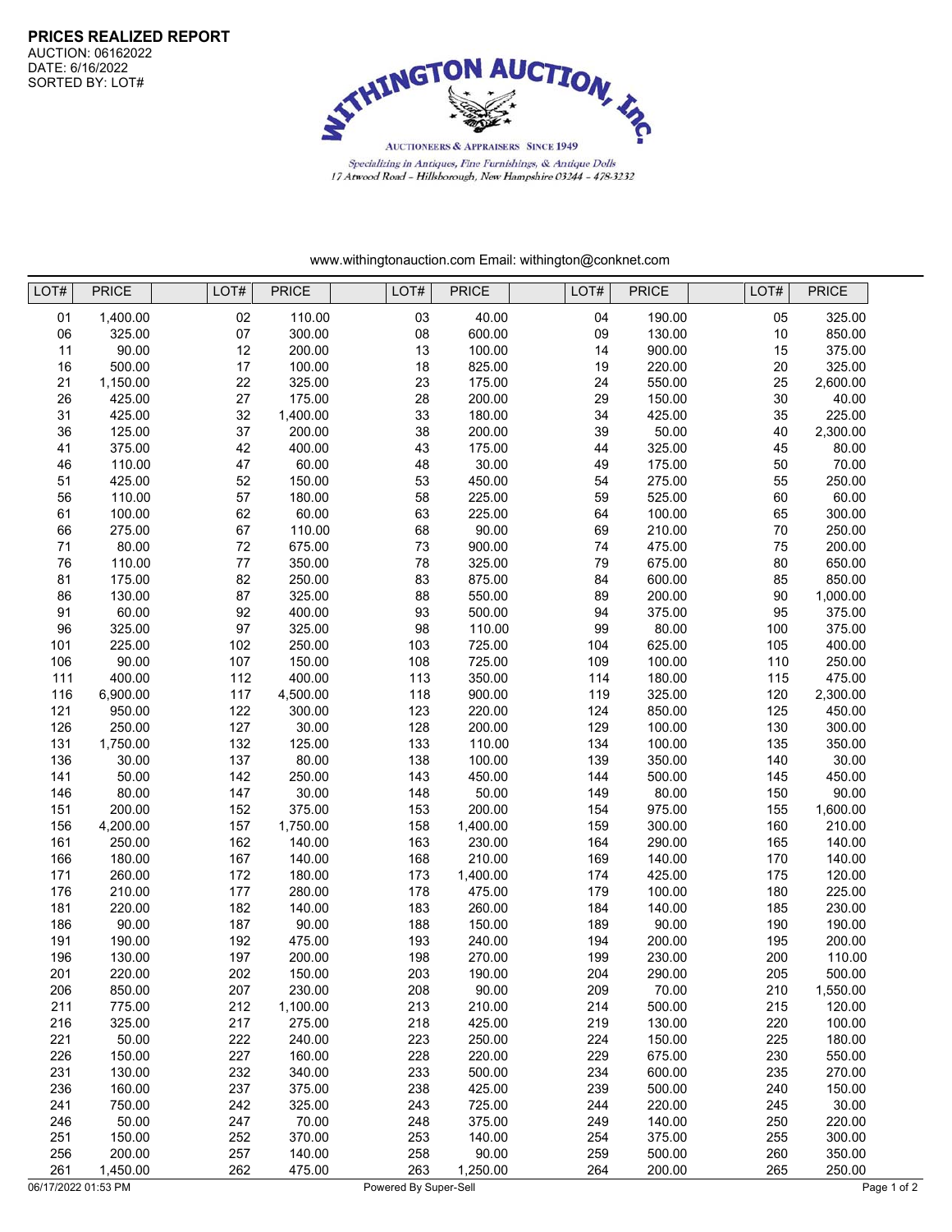**PRICES REALIZED REPORT**
AUCTION: 06162022
DATE: 6/16/2022
SORTED BY: LOT#

# WITHINGTON AUCTION, Inc.

AUCTIONEERS & APPRAISERS SINCE 1949

*Specializing in Antiques, Fine Furnishings, & Antique Dolls*
*17 Atwood Road – Hillsborough, New Hampshire 03244 – 478-3232*

www.withingtonauction.com Email: withington@conknet.com

| LOT# | PRICE | LOT# | PRICE | LOT# | PRICE | LOT# | PRICE | LOT# | PRICE |
|---|---|---|---|---|---|---|---|---|---|
| 01 | 1,400.00 | 02 | 110.00 | 03 | 40.00 | 04 | 190.00 | 05 | 325.00 |
| 06 | 325.00 | 07 | 300.00 | 08 | 600.00 | 09 | 130.00 | 10 | 850.00 |
| 11 | 90.00 | 12 | 200.00 | 13 | 100.00 | 14 | 900.00 | 15 | 375.00 |
| 16 | 500.00 | 17 | 100.00 | 18 | 825.00 | 19 | 220.00 | 20 | 325.00 |
| 21 | 1,150.00 | 22 | 325.00 | 23 | 175.00 | 24 | 550.00 | 25 | 2,600.00 |
| 26 | 425.00 | 27 | 175.00 | 28 | 200.00 | 29 | 150.00 | 30 | 40.00 |
| 31 | 425.00 | 32 | 1,400.00 | 33 | 180.00 | 34 | 425.00 | 35 | 225.00 |
| 36 | 125.00 | 37 | 200.00 | 38 | 200.00 | 39 | 50.00 | 40 | 2,300.00 |
| 41 | 375.00 | 42 | 400.00 | 43 | 175.00 | 44 | 325.00 | 45 | 80.00 |
| 46 | 110.00 | 47 | 60.00 | 48 | 30.00 | 49 | 175.00 | 50 | 70.00 |
| 51 | 425.00 | 52 | 150.00 | 53 | 450.00 | 54 | 275.00 | 55 | 250.00 |
| 56 | 110.00 | 57 | 180.00 | 58 | 225.00 | 59 | 525.00 | 60 | 60.00 |
| 61 | 100.00 | 62 | 60.00 | 63 | 225.00 | 64 | 100.00 | 65 | 300.00 |
| 66 | 275.00 | 67 | 110.00 | 68 | 90.00 | 69 | 210.00 | 70 | 250.00 |
| 71 | 80.00 | 72 | 675.00 | 73 | 900.00 | 74 | 475.00 | 75 | 200.00 |
| 76 | 110.00 | 77 | 350.00 | 78 | 325.00 | 79 | 675.00 | 80 | 650.00 |
| 81 | 175.00 | 82 | 250.00 | 83 | 875.00 | 84 | 600.00 | 85 | 850.00 |
| 86 | 130.00 | 87 | 325.00 | 88 | 550.00 | 89 | 200.00 | 90 | 1,000.00 |
| 91 | 60.00 | 92 | 400.00 | 93 | 500.00 | 94 | 375.00 | 95 | 375.00 |
| 96 | 325.00 | 97 | 325.00 | 98 | 110.00 | 99 | 80.00 | 100 | 375.00 |
| 101 | 225.00 | 102 | 250.00 | 103 | 725.00 | 104 | 625.00 | 105 | 400.00 |
| 106 | 90.00 | 107 | 150.00 | 108 | 725.00 | 109 | 100.00 | 110 | 250.00 |
| 111 | 400.00 | 112 | 400.00 | 113 | 350.00 | 114 | 180.00 | 115 | 475.00 |
| 116 | 6,900.00 | 117 | 4,500.00 | 118 | 900.00 | 119 | 325.00 | 120 | 2,300.00 |
| 121 | 950.00 | 122 | 300.00 | 123 | 220.00 | 124 | 850.00 | 125 | 450.00 |
| 126 | 250.00 | 127 | 30.00 | 128 | 200.00 | 129 | 100.00 | 130 | 300.00 |
| 131 | 1,750.00 | 132 | 125.00 | 133 | 110.00 | 134 | 100.00 | 135 | 350.00 |
| 136 | 30.00 | 137 | 80.00 | 138 | 100.00 | 139 | 350.00 | 140 | 30.00 |
| 141 | 50.00 | 142 | 250.00 | 143 | 450.00 | 144 | 500.00 | 145 | 450.00 |
| 146 | 80.00 | 147 | 30.00 | 148 | 50.00 | 149 | 80.00 | 150 | 90.00 |
| 151 | 200.00 | 152 | 375.00 | 153 | 200.00 | 154 | 975.00 | 155 | 1,600.00 |
| 156 | 4,200.00 | 157 | 1,750.00 | 158 | 1,400.00 | 159 | 300.00 | 160 | 210.00 |
| 161 | 250.00 | 162 | 140.00 | 163 | 230.00 | 164 | 290.00 | 165 | 140.00 |
| 166 | 180.00 | 167 | 140.00 | 168 | 210.00 | 169 | 140.00 | 170 | 140.00 |
| 171 | 260.00 | 172 | 180.00 | 173 | 1,400.00 | 174 | 425.00 | 175 | 120.00 |
| 176 | 210.00 | 177 | 280.00 | 178 | 475.00 | 179 | 100.00 | 180 | 225.00 |
| 181 | 220.00 | 182 | 140.00 | 183 | 260.00 | 184 | 140.00 | 185 | 230.00 |
| 186 | 90.00 | 187 | 90.00 | 188 | 150.00 | 189 | 90.00 | 190 | 190.00 |
| 191 | 190.00 | 192 | 475.00 | 193 | 240.00 | 194 | 200.00 | 195 | 200.00 |
| 196 | 130.00 | 197 | 200.00 | 198 | 270.00 | 199 | 230.00 | 200 | 110.00 |
| 201 | 220.00 | 202 | 150.00 | 203 | 190.00 | 204 | 290.00 | 205 | 500.00 |
| 206 | 850.00 | 207 | 230.00 | 208 | 90.00 | 209 | 70.00 | 210 | 1,550.00 |
| 211 | 775.00 | 212 | 1,100.00 | 213 | 210.00 | 214 | 500.00 | 215 | 120.00 |
| 216 | 325.00 | 217 | 275.00 | 218 | 425.00 | 219 | 130.00 | 220 | 100.00 |
| 221 | 50.00 | 222 | 240.00 | 223 | 250.00 | 224 | 150.00 | 225 | 180.00 |
| 226 | 150.00 | 227 | 160.00 | 228 | 220.00 | 229 | 675.00 | 230 | 550.00 |
| 231 | 130.00 | 232 | 340.00 | 233 | 500.00 | 234 | 600.00 | 235 | 270.00 |
| 236 | 160.00 | 237 | 375.00 | 238 | 425.00 | 239 | 500.00 | 240 | 150.00 |
| 241 | 750.00 | 242 | 325.00 | 243 | 725.00 | 244 | 220.00 | 245 | 30.00 |
| 246 | 50.00 | 247 | 70.00 | 248 | 375.00 | 249 | 140.00 | 250 | 220.00 |
| 251 | 150.00 | 252 | 370.00 | 253 | 140.00 | 254 | 375.00 | 255 | 300.00 |
| 256 | 200.00 | 257 | 140.00 | 258 | 90.00 | 259 | 500.00 | 260 | 350.00 |
| 261 | 1,450.00 | 262 | 475.00 | 263 | 1,250.00 | 264 | 200.00 | 265 | 250.00 |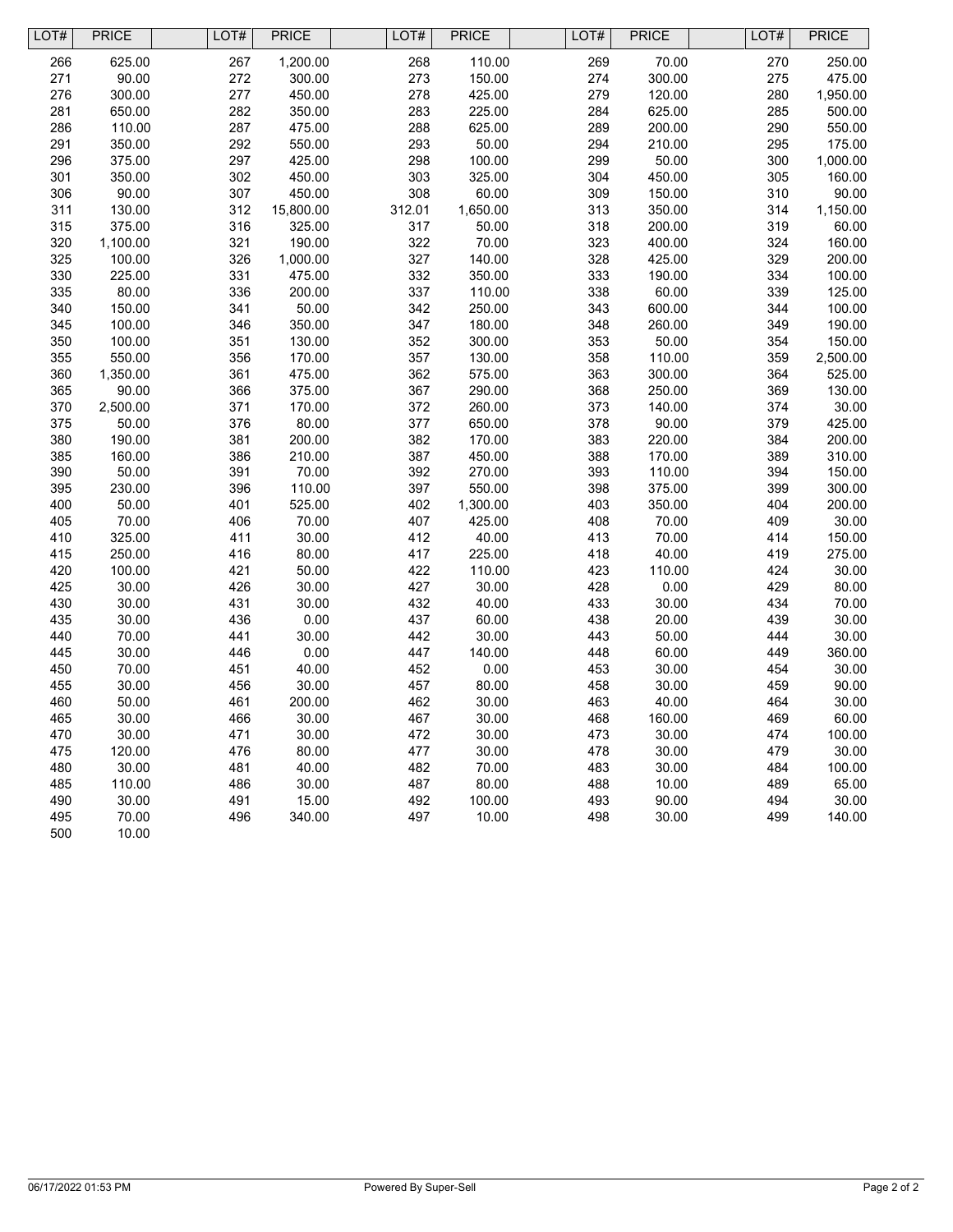| LOT# | PRICE | LOT# | PRICE | LOT# | PRICE | LOT# | PRICE | LOT# | PRICE |
|---|---|---|---|---|---|---|---|---|---|
| 266 | 625.00 | 267 | 1,200.00 | 268 | 110.00 | 269 | 70.00 | 270 | 250.00 |
| 271 | 90.00 | 272 | 300.00 | 273 | 150.00 | 274 | 300.00 | 275 | 475.00 |
| 276 | 300.00 | 277 | 450.00 | 278 | 425.00 | 279 | 120.00 | 280 | 1,950.00 |
| 281 | 650.00 | 282 | 350.00 | 283 | 225.00 | 284 | 625.00 | 285 | 500.00 |
| 286 | 110.00 | 287 | 475.00 | 288 | 625.00 | 289 | 200.00 | 290 | 550.00 |
| 291 | 350.00 | 292 | 550.00 | 293 | 50.00 | 294 | 210.00 | 295 | 175.00 |
| 296 | 375.00 | 297 | 425.00 | 298 | 100.00 | 299 | 50.00 | 300 | 1,000.00 |
| 301 | 350.00 | 302 | 450.00 | 303 | 325.00 | 304 | 450.00 | 305 | 160.00 |
| 306 | 90.00 | 307 | 450.00 | 308 | 60.00 | 309 | 150.00 | 310 | 90.00 |
| 311 | 130.00 | 312 | 15,800.00 | 312.01 | 1,650.00 | 313 | 350.00 | 314 | 1,150.00 |
| 315 | 375.00 | 316 | 325.00 | 317 | 50.00 | 318 | 200.00 | 319 | 60.00 |
| 320 | 1,100.00 | 321 | 190.00 | 322 | 70.00 | 323 | 400.00 | 324 | 160.00 |
| 325 | 100.00 | 326 | 1,000.00 | 327 | 140.00 | 328 | 425.00 | 329 | 200.00 |
| 330 | 225.00 | 331 | 475.00 | 332 | 350.00 | 333 | 190.00 | 334 | 100.00 |
| 335 | 80.00 | 336 | 200.00 | 337 | 110.00 | 338 | 60.00 | 339 | 125.00 |
| 340 | 150.00 | 341 | 50.00 | 342 | 250.00 | 343 | 600.00 | 344 | 100.00 |
| 345 | 100.00 | 346 | 350.00 | 347 | 180.00 | 348 | 260.00 | 349 | 190.00 |
| 350 | 100.00 | 351 | 130.00 | 352 | 300.00 | 353 | 50.00 | 354 | 150.00 |
| 355 | 550.00 | 356 | 170.00 | 357 | 130.00 | 358 | 110.00 | 359 | 2,500.00 |
| 360 | 1,350.00 | 361 | 475.00 | 362 | 575.00 | 363 | 300.00 | 364 | 525.00 |
| 365 | 90.00 | 366 | 375.00 | 367 | 290.00 | 368 | 250.00 | 369 | 130.00 |
| 370 | 2,500.00 | 371 | 170.00 | 372 | 260.00 | 373 | 140.00 | 374 | 30.00 |
| 375 | 50.00 | 376 | 80.00 | 377 | 650.00 | 378 | 90.00 | 379 | 425.00 |
| 380 | 190.00 | 381 | 200.00 | 382 | 170.00 | 383 | 220.00 | 384 | 200.00 |
| 385 | 160.00 | 386 | 210.00 | 387 | 450.00 | 388 | 170.00 | 389 | 310.00 |
| 390 | 50.00 | 391 | 70.00 | 392 | 270.00 | 393 | 110.00 | 394 | 150.00 |
| 395 | 230.00 | 396 | 110.00 | 397 | 550.00 | 398 | 375.00 | 399 | 300.00 |
| 400 | 50.00 | 401 | 525.00 | 402 | 1,300.00 | 403 | 350.00 | 404 | 200.00 |
| 405 | 70.00 | 406 | 70.00 | 407 | 425.00 | 408 | 70.00 | 409 | 30.00 |
| 410 | 325.00 | 411 | 30.00 | 412 | 40.00 | 413 | 70.00 | 414 | 150.00 |
| 415 | 250.00 | 416 | 80.00 | 417 | 225.00 | 418 | 40.00 | 419 | 275.00 |
| 420 | 100.00 | 421 | 50.00 | 422 | 110.00 | 423 | 110.00 | 424 | 30.00 |
| 425 | 30.00 | 426 | 30.00 | 427 | 30.00 | 428 | 0.00 | 429 | 80.00 |
| 430 | 30.00 | 431 | 30.00 | 432 | 40.00 | 433 | 30.00 | 434 | 70.00 |
| 435 | 30.00 | 436 | 0.00 | 437 | 60.00 | 438 | 20.00 | 439 | 30.00 |
| 440 | 70.00 | 441 | 30.00 | 442 | 30.00 | 443 | 50.00 | 444 | 30.00 |
| 445 | 30.00 | 446 | 0.00 | 447 | 140.00 | 448 | 60.00 | 449 | 360.00 |
| 450 | 70.00 | 451 | 40.00 | 452 | 0.00 | 453 | 30.00 | 454 | 30.00 |
| 455 | 30.00 | 456 | 30.00 | 457 | 80.00 | 458 | 30.00 | 459 | 90.00 |
| 460 | 50.00 | 461 | 200.00 | 462 | 30.00 | 463 | 40.00 | 464 | 30.00 |
| 465 | 30.00 | 466 | 30.00 | 467 | 30.00 | 468 | 160.00 | 469 | 60.00 |
| 470 | 30.00 | 471 | 30.00 | 472 | 30.00 | 473 | 30.00 | 474 | 100.00 |
| 475 | 120.00 | 476 | 80.00 | 477 | 30.00 | 478 | 30.00 | 479 | 30.00 |
| 480 | 30.00 | 481 | 40.00 | 482 | 70.00 | 483 | 30.00 | 484 | 100.00 |
| 485 | 110.00 | 486 | 30.00 | 487 | 80.00 | 488 | 10.00 | 489 | 65.00 |
| 490 | 30.00 | 491 | 15.00 | 492 | 100.00 | 493 | 90.00 | 494 | 30.00 |
| 495 | 70.00 | 496 | 340.00 | 497 | 10.00 | 498 | 30.00 | 499 | 140.00 |
| 500 | 10.00 | | | | | | | | |

06/17/2022 01:53 PM

Powered By Super-Sell